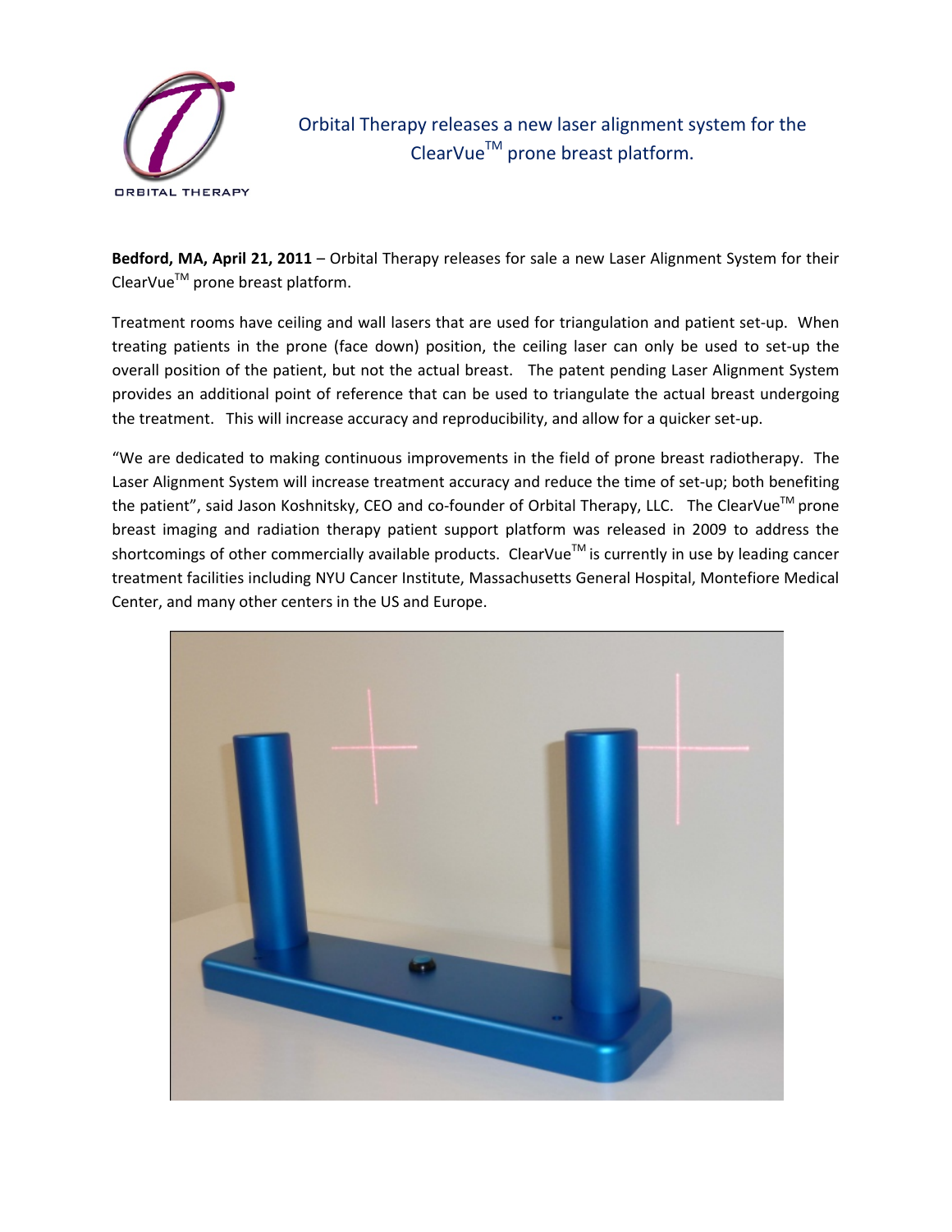ORBITAL THERAPY

# Orbital Therapy releases a new laser alignment system for the ClearVue™ prone breast platform.

**Bedford, MA, April 21, 2011** – Orbital Therapy releases for sale a new Laser Alignment System for their ClearVue™ prone breast platform.

Treatment rooms have ceiling and wall lasers that are used for triangulation and patient set-up. When treating patients in the prone (face down) position, the ceiling laser can only be used to set-up the overall position of the patient, but not the actual breast. The patent pending Laser Alignment System provides an additional point of reference that can be used to triangulate the actual breast undergoing the treatment. This will increase accuracy and reproducibility, and allow for a quicker set-up.

"We are dedicated to making continuous improvements in the field of prone breast radiotherapy. The Laser Alignment System will increase treatment accuracy and reduce the time of set-up; both benefiting the patient", said Jason Koshnitsky, CEO and co-founder of Orbital Therapy, LLC. The ClearVue™ prone breast imaging and radiation therapy patient support platform was released in 2009 to address the shortcomings of other commercially available products. ClearVue™ is currently in use by leading cancer treatment facilities including NYU Cancer Institute, Massachusetts General Hospital, Montefiore Medical Center, and many other centers in the US and Europe.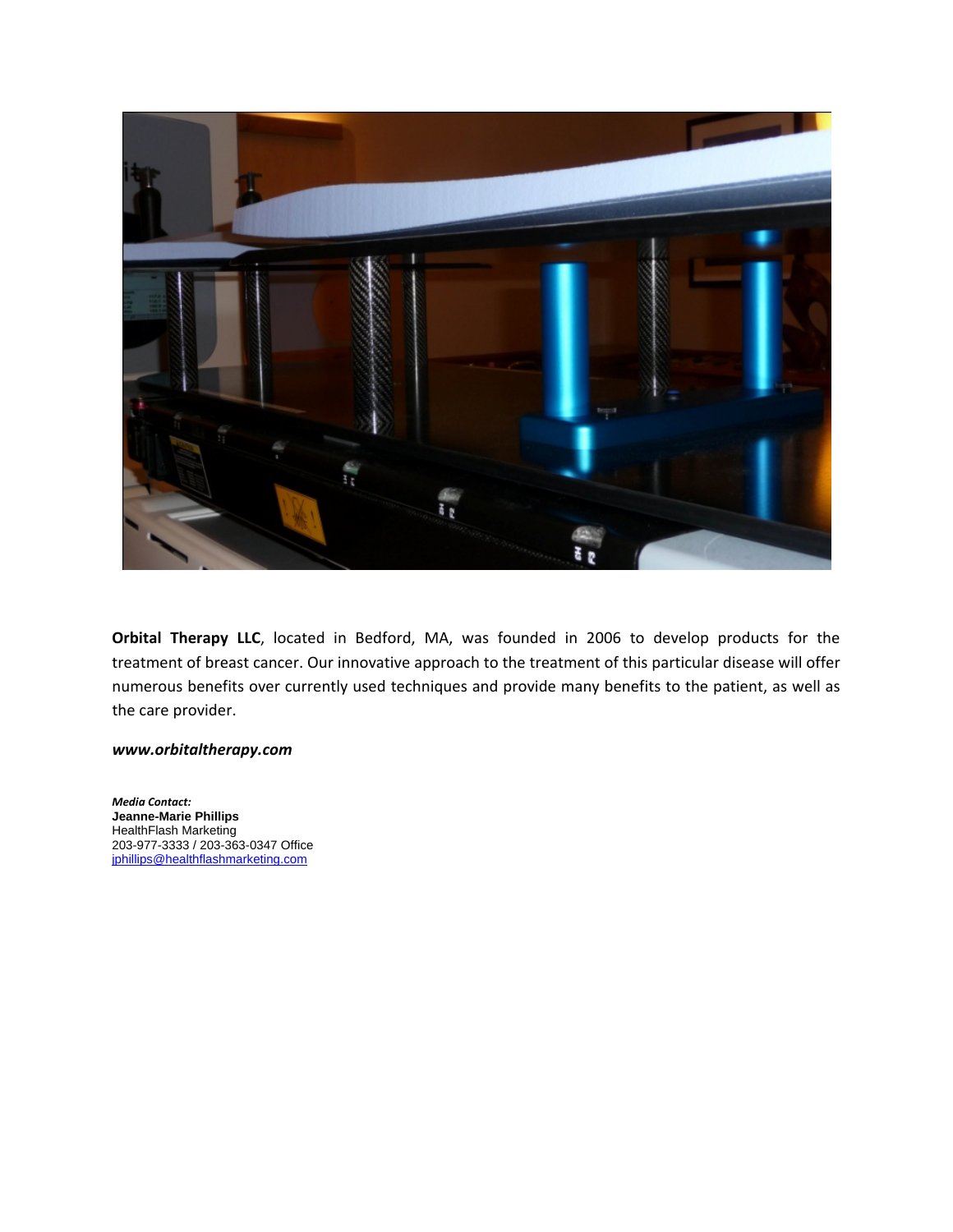**Orbital Therapy LLC**, located in Bedford, MA, was founded in 2006 to develop products for the treatment of breast cancer. Our innovative approach to the treatment of this particular disease will offer numerous benefits over currently used techniques and provide many benefits to the patient, as well as the care provider.

***www.orbitaltherapy.com***

***Media Contact:***
**Jeanne-Marie Phillips**
HealthFlash Marketing
203-977-3333 / 203-363-0347 Office
jphillips@healthflashmarketing.com